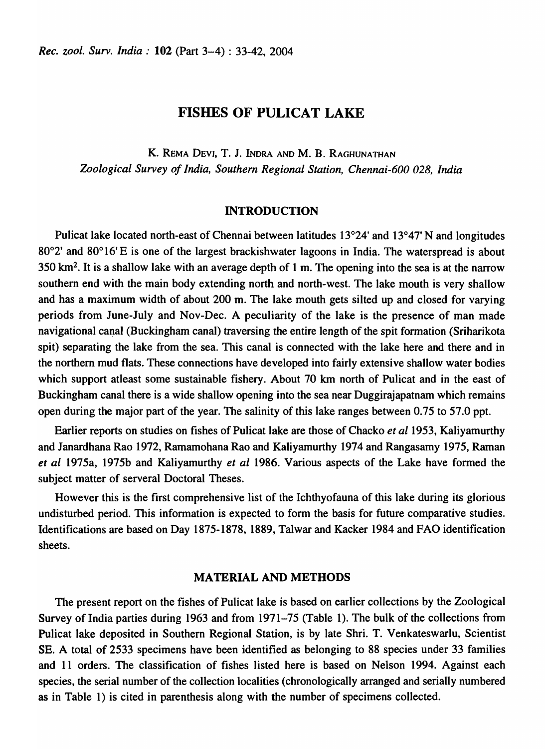# FISHES OF PULICAT LAKE

K. Rema Devi, T. J. Indra and M. B. Raghunathan
*Zoological Survey of India, Southern Regional Station, Chennai-600 028, India*

## INTRODUCTION

Pulicat lake located north-east of Chennai between latitudes 13°24' and 13°47' N and longitudes 80°2' and 80°16' E is one of the largest brackishwater lagoons in India. The waterspread is about 350 km$^2$. It is a shallow lake with an average depth of 1 m. The opening into the sea is at the narrow southern end with the main body extending north and north-west. The lake mouth is very shallow and has a maximum width of about 200 m. The lake mouth gets silted up and closed for varying periods from June-July and Nov-Dec. A peculiarity of the lake is the presence of man made navigational canal (Buckingham canal) traversing the entire length of the spit formation (Sriharikota spit) separating the lake from the sea. This canal is connected with the lake here and there and in the northern mud flats. These connections have developed into fairly extensive shallow water bodies which support atleast some sustainable fishery. About 70 km north of Pulicat and in the east of Buckingham canal there is a wide shallow opening into the sea near Duggirajapatnam which remains open during the major part of the year. The salinity of this lake ranges between 0.75 to 57.0 ppt.

Earlier reports on studies on fishes of Pulicat lake are those of Chacko *et al* 1953, Kaliyamurthy and Janardhana Rao 1972, Ramamohana Rao and Kaliyamurthy 1974 and Rangasamy 1975, Raman *et al* 1975a, 1975b and Kaliyamurthy *et al* 1986. Various aspects of the Lake have formed the subject matter of serveral Doctoral Theses.

However this is the first comprehensive list of the Ichthyofauna of this lake during its glorious undisturbed period. This information is expected to form the basis for future comparative studies. Identifications are based on Day 1875-1878, 1889, Talwar and Kacker 1984 and FAO identification sheets.

## MATERIAL AND METHODS

The present report on the fishes of Pulicat lake is based on earlier collections by the Zoological Survey of India parties during 1963 and from 1971–75 (Table 1). The bulk of the collections from Pulicat lake deposited in Southern Regional Station, is by late Shri. T. Venkateswarlu, Scientist SE. A total of 2533 specimens have been identified as belonging to 88 species under 33 families and 11 orders. The classification of fishes listed here is based on Nelson 1994. Against each species, the serial number of the collection localities (chronologically arranged and serially numbered as in Table 1) is cited in parenthesis along with the number of specimens collected.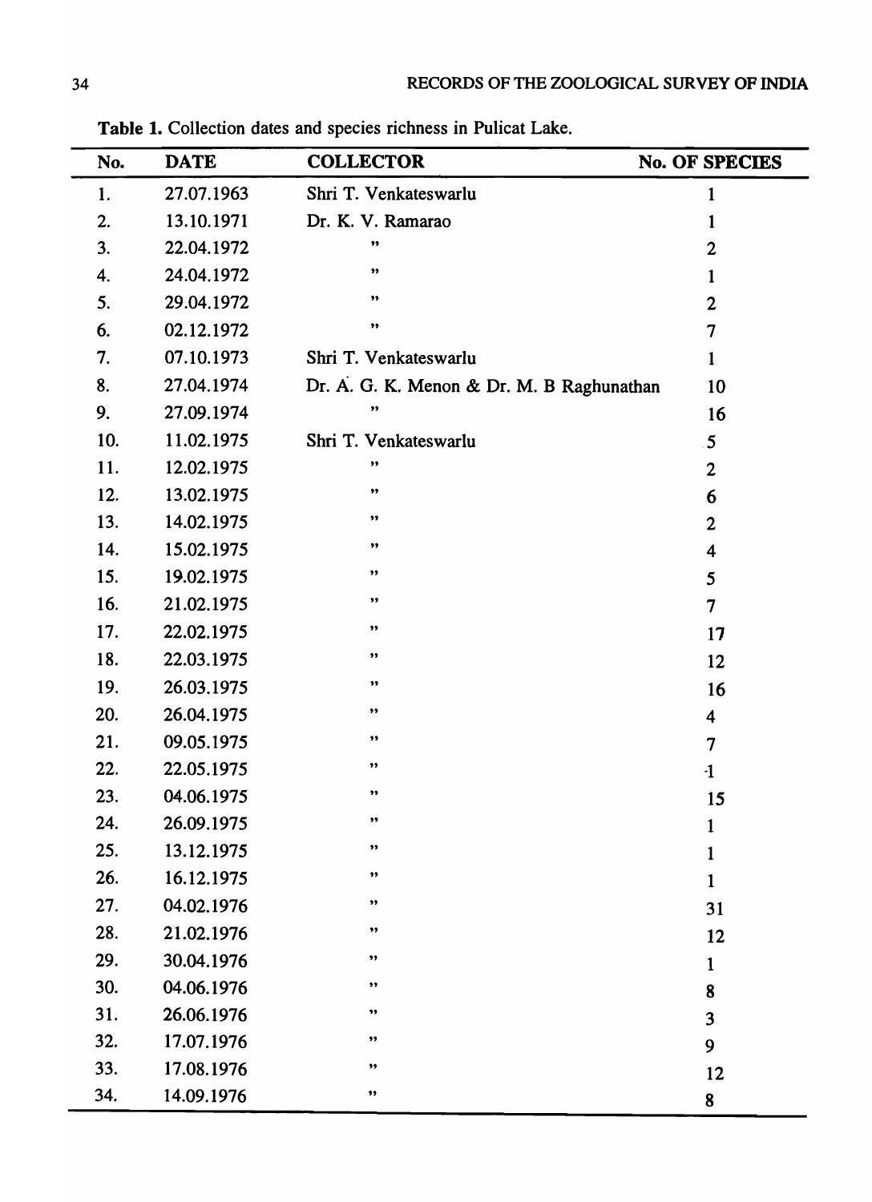**Table 1.** Collection dates and species richness in Pulicat Lake.

| No. | DATE | COLLECTOR | No. OF SPECIES |
|---|---|---|---|
| 1. | 27.07.1963 | Shri T. Venkateswarlu | 1 |
| 2. | 13.10.1971 | Dr. K. V. Ramarao | 1 |
| 3. | 22.04.1972 | " | 2 |
| 4. | 24.04.1972 | " | 1 |
| 5. | 29.04.1972 | " | 2 |
| 6. | 02.12.1972 | " | 7 |
| 7. | 07.10.1973 | Shri T. Venkateswarlu | 1 |
| 8. | 27.04.1974 | Dr. A. G. K. Menon & Dr. M. B Raghunathan | 10 |
| 9. | 27.09.1974 | " | 16 |
| 10. | 11.02.1975 | Shri T. Venkateswarlu | 5 |
| 11. | 12.02.1975 | " | 2 |
| 12. | 13.02.1975 | " | 6 |
| 13. | 14.02.1975 | " | 2 |
| 14. | 15.02.1975 | " | 4 |
| 15. | 19.02.1975 | " | 5 |
| 16. | 21.02.1975 | " | 7 |
| 17. | 22.02.1975 | " | 17 |
| 18. | 22.03.1975 | " | 12 |
| 19. | 26.03.1975 | " | 16 |
| 20. | 26.04.1975 | " | 4 |
| 21. | 09.05.1975 | " | 7 |
| 22. | 22.05.1975 | " | 1 |
| 23. | 04.06.1975 | " | 15 |
| 24. | 26.09.1975 | " | 1 |
| 25. | 13.12.1975 | " | 1 |
| 26. | 16.12.1975 | " | 1 |
| 27. | 04.02.1976 | " | 31 |
| 28. | 21.02.1976 | " | 12 |
| 29. | 30.04.1976 | " | 1 |
| 30. | 04.06.1976 | " | 8 |
| 31. | 26.06.1976 | " | 3 |
| 32. | 17.07.1976 | " | 9 |
| 33. | 17.08.1976 | " | 12 |
| 34. | 14.09.1976 | " | 8 |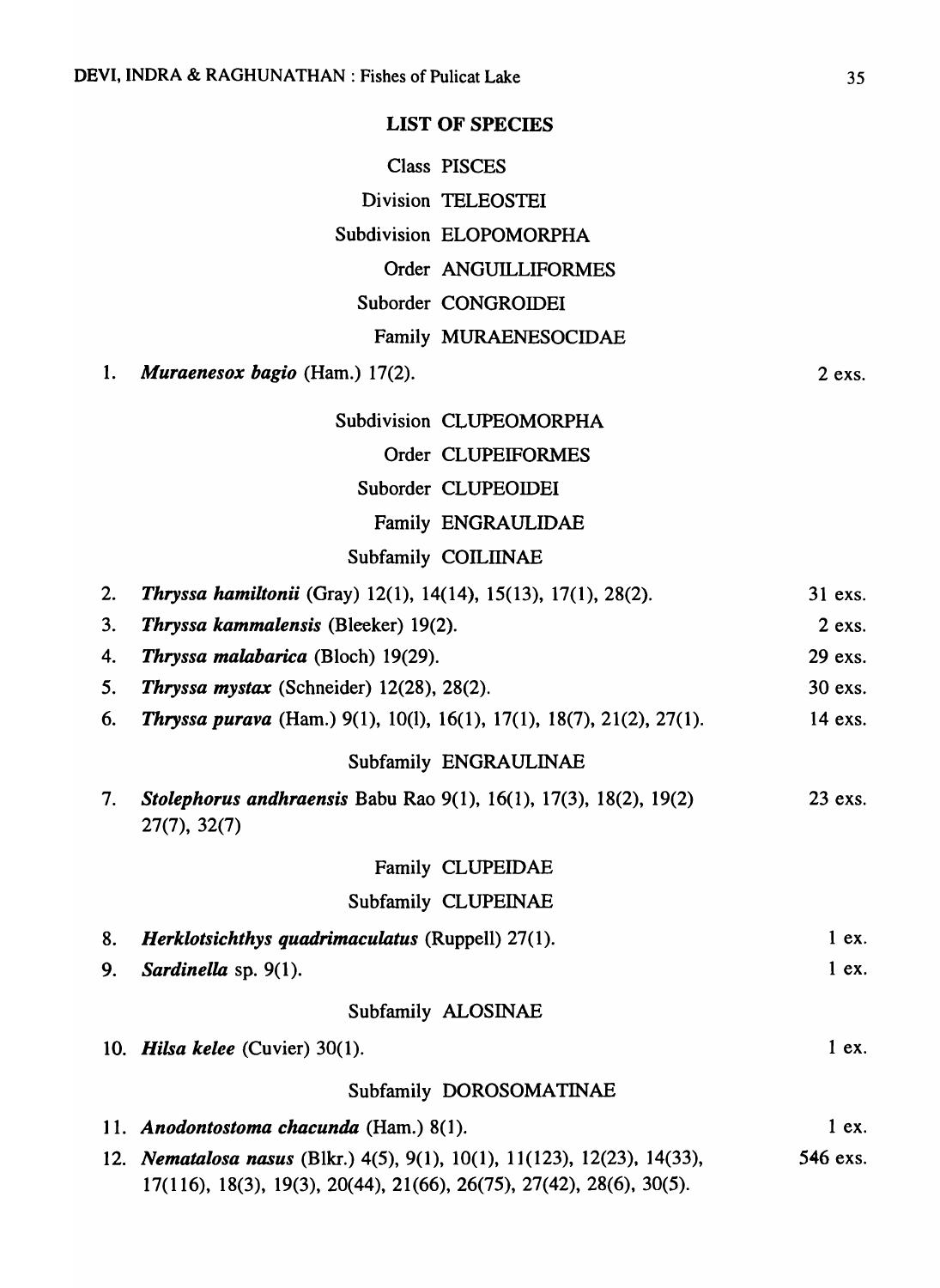## LIST OF SPECIES

Class PISCES

Division TELEOSTEI

Subdivision ELOPOMORPHA

Order ANGUILLIFORMES

Suborder CONGROIDEI

Family MURAENESOCIDAE

1. ***Muraenesox bagio*** (Ham.) 17(2). — 2 exs.

Subdivision CLUPEOMORPHA

Order CLUPEIFORMES

Suborder CLUPEOIDEI

Family ENGRAULIDAE

Subfamily COILIINAE

2. ***Thryssa hamiltonii*** (Gray) 12(1), 14(14), 15(13), 17(1), 28(2). — 31 exs.
3. ***Thryssa kammalensis*** (Bleeker) 19(2). — 2 exs.
4. ***Thryssa malabarica*** (Bloch) 19(29). — 29 exs.
5. ***Thryssa mystax*** (Schneider) 12(28), 28(2). — 30 exs.
6. ***Thryssa purava*** (Ham.) 9(1), 10(l), 16(1), 17(1), 18(7), 21(2), 27(1). — 14 exs.

Subfamily ENGRAULINAE

7. ***Stolephorus andhraensis*** Babu Rao 9(1), 16(1), 17(3), 18(2), 19(2) 27(7), 32(7) — 23 exs.

Family CLUPEIDAE

Subfamily CLUPEINAE

8. ***Herklotsichthys quadrimaculatus*** (Ruppell) 27(1). — 1 ex.
9. ***Sardinella*** sp. 9(1). — 1 ex.

Subfamily ALOSINAE

10. ***Hilsa kelee*** (Cuvier) 30(1). — 1 ex.

Subfamily DOROSOMATINAE

11. ***Anodontostoma chacunda*** (Ham.) 8(1). — 1 ex.
12. ***Nematalosa nasus*** (Blkr.) 4(5), 9(1), 10(1), 11(123), 12(23), 14(33), 17(116), 18(3), 19(3), 20(44), 21(66), 26(75), 27(42), 28(6), 30(5). — 546 exs.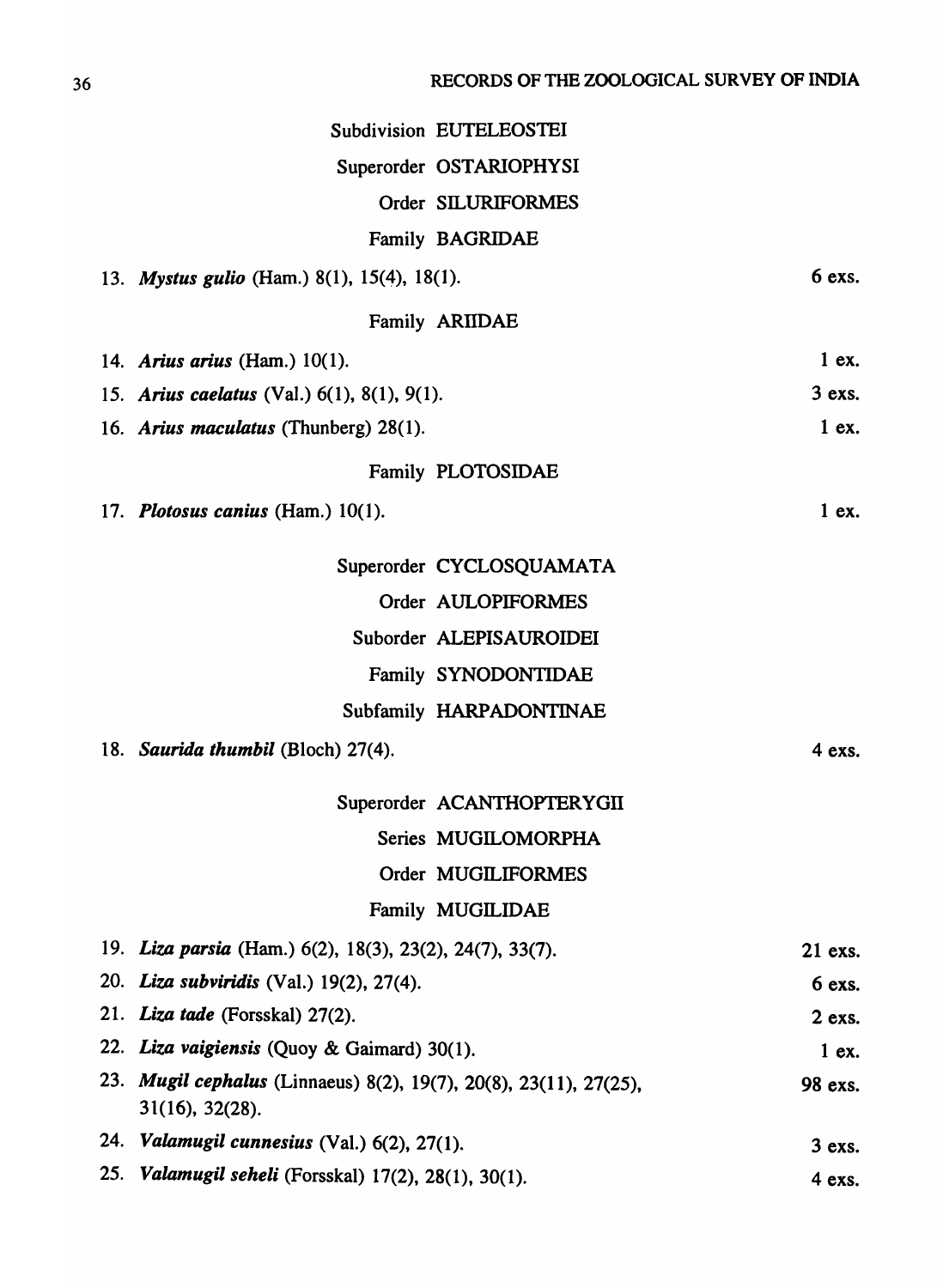Subdivision EUTELEOSTEI

Superorder OSTARIOPHYSI

Order SILURIFORMES

Family BAGRIDAE

13. ***Mystus gulio*** (Ham.) 8(1), 15(4), 18(1). 6 exs.

Family ARIIDAE

14. ***Arius arius*** (Ham.) 10(1). 1 ex.
15. ***Arius caelatus*** (Val.) 6(1), 8(1), 9(1). 3 exs.
16. ***Arius maculatus*** (Thunberg) 28(1). 1 ex.

Family PLOTOSIDAE

17. ***Plotosus canius*** (Ham.) 10(1). 1 ex.

Superorder CYCLOSQUAMATA

Order AULOPIFORMES

Suborder ALEPISAUROIDEI

Family SYNODONTIDAE

Subfamily HARPADONTINAE

18. ***Saurida thumbil*** (Bloch) 27(4). 4 exs.

Superorder ACANTHOPTERYGII

Series MUGILOMORPHA

Order MUGILIFORMES

Family MUGILIDAE

19. ***Liza parsia*** (Ham.) 6(2), 18(3), 23(2), 24(7), 33(7). 21 exs.
20. ***Liza subviridis*** (Val.) 19(2), 27(4). 6 exs.
21. ***Liza tade*** (Forsskal) 27(2). 2 exs.
22. ***Liza vaigiensis*** (Quoy & Gaimard) 30(1). 1 ex.
23. ***Mugil cephalus*** (Linnaeus) 8(2), 19(7), 20(8), 23(11), 27(25), 31(16), 32(28). 98 exs.
24. ***Valamugil cunnesius*** (Val.) 6(2), 27(1). 3 exs.
25. ***Valamugil seheli*** (Forsskal) 17(2), 28(1), 30(1). 4 exs.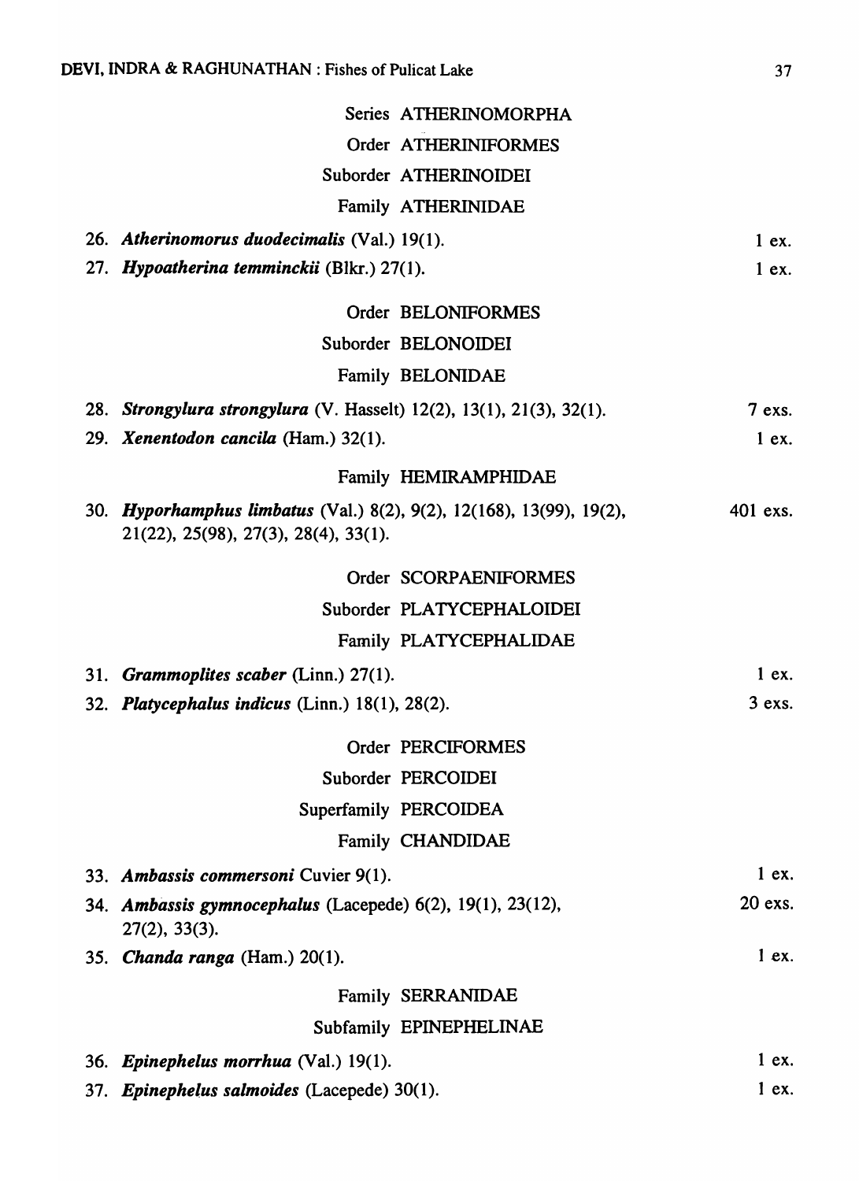Series ATHERINOMORPHA

Order ATHERINIFORMES

Suborder ATHERINOIDEI

Family ATHERINIDAE

26. ***Atherinomorus duodecimalis*** (Val.) 19(1). 1 ex.
27. ***Hypoatherina temminckii*** (Blkr.) 27(1). 1 ex.

Order BELONIFORMES

Suborder BELONOIDEI

Family BELONIDAE

28. ***Strongylura strongylura*** (V. Hasselt) 12(2), 13(1), 21(3), 32(1). 7 exs.
29. ***Xenentodon cancila*** (Ham.) 32(1). 1 ex.

Family HEMIRAMPHIDAE

30. ***Hyporhamphus limbatus*** (Val.) 8(2), 9(2), 12(168), 13(99), 19(2), 21(22), 25(98), 27(3), 28(4), 33(1). 401 exs.

Order SCORPAENIFORMES

Suborder PLATYCEPHALOIDEI

Family PLATYCEPHALIDAE

31. ***Grammoplites scaber*** (Linn.) 27(1). 1 ex.
32. ***Platycephalus indicus*** (Linn.) 18(1), 28(2). 3 exs.

Order PERCIFORMES

Suborder PERCOIDEI

Superfamily PERCOIDEA

Family CHANDIDAE

33. ***Ambassis commersoni*** Cuvier 9(1). 1 ex.
34. ***Ambassis gymnocephalus*** (Lacepede) 6(2), 19(1), 23(12), 27(2), 33(3). 20 exs.
35. ***Chanda ranga*** (Ham.) 20(1). 1 ex.

Family SERRANIDAE

Subfamily EPINEPHELINAE

36. ***Epinephelus morrhua*** (Val.) 19(1). 1 ex.
37. ***Epinephelus salmoides*** (Lacepede) 30(1). 1 ex.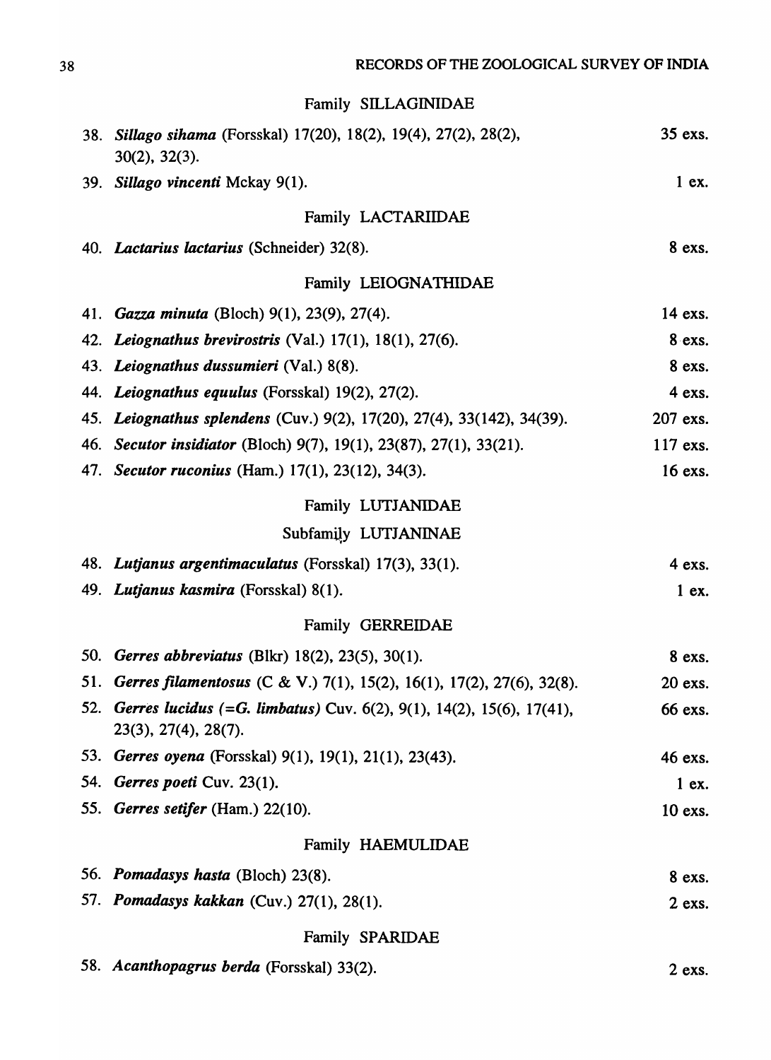Family SILLAGINIDAE

38. *Sillago sihama* (Forsskal) 17(20), 18(2), 19(4), 27(2), 28(2), 30(2), 32(3). 35 exs.

39. *Sillago vincenti* Mckay 9(1). 1 ex.

Family LACTARIIDAE

40. *Lactarius lactarius* (Schneider) 32(8). 8 exs.

Family LEIOGNATHIDAE

41. *Gazza minuta* (Bloch) 9(1), 23(9), 27(4). 14 exs.

42. *Leiognathus brevirostris* (Val.) 17(1), 18(1), 27(6). 8 exs.

43. *Leiognathus dussumieri* (Val.) 8(8). 8 exs.

44. *Leiognathus equulus* (Forsskal) 19(2), 27(2). 4 exs.

45. *Leiognathus splendens* (Cuv.) 9(2), 17(20), 27(4), 33(142), 34(39). 207 exs.

46. *Secutor insidiator* (Bloch) 9(7), 19(1), 23(87), 27(1), 33(21). 117 exs.

47. *Secutor ruconius* (Ham.) 17(1), 23(12), 34(3). 16 exs.

Family LUTJANIDAE

Subfamily LUTJANINAE

48. *Lutjanus argentimaculatus* (Forsskal) 17(3), 33(1). 4 exs.

49. *Lutjanus kasmira* (Forsskal) 8(1). 1 ex.

Family GERREIDAE

50. *Gerres abbreviatus* (Blkr) 18(2), 23(5), 30(1). 8 exs.

51. *Gerres filamentosus* (C & V.) 7(1), 15(2), 16(1), 17(2), 27(6), 32(8). 20 exs.

52. *Gerres lucidus (=G. limbatus)* Cuv. 6(2), 9(1), 14(2), 15(6), 17(41), 23(3), 27(4), 28(7). 66 exs.

53. *Gerres oyena* (Forsskal) 9(1), 19(1), 21(1), 23(43). 46 exs.

54. *Gerres poeti* Cuv. 23(1). 1 ex.

55. *Gerres setifer* (Ham.) 22(10). 10 exs.

Family HAEMULIDAE

56. *Pomadasys hasta* (Bloch) 23(8). 8 exs.

57. *Pomadasys kakkan* (Cuv.) 27(1), 28(1). 2 exs.

Family SPARIDAE

58. *Acanthopagrus berda* (Forsskal) 33(2). 2 exs.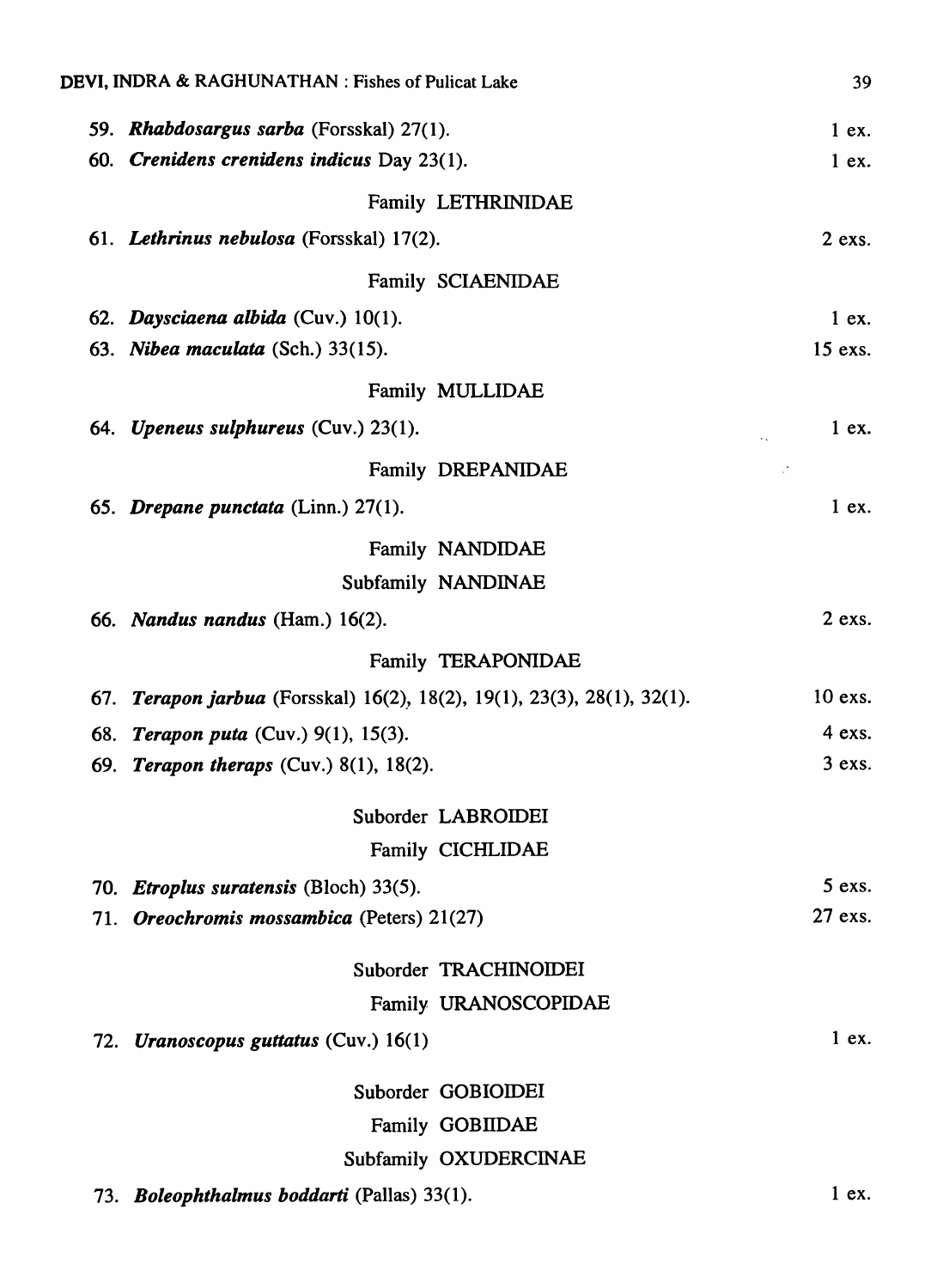59. ***Rhabdosargus sarba*** (Forsskal) 27(1). 1 ex.

60. ***Crenidens crenidens indicus*** Day 23(1). 1 ex.

Family LETHRINIDAE

61. ***Lethrinus nebulosa*** (Forsskal) 17(2). 2 exs.

Family SCIAENIDAE

62. ***Daysciaena albida*** (Cuv.) 10(1). 1 ex.

63. ***Nibea maculata*** (Sch.) 33(15). 15 exs.

Family MULLIDAE

64. ***Upeneus sulphureus*** (Cuv.) 23(1). 1 ex.

Family DREPANIDAE

65. ***Drepane punctata*** (Linn.) 27(1). 1 ex.

Family NANDIDAE

Subfamily NANDINAE

66. ***Nandus nandus*** (Ham.) 16(2). 2 exs.

Family TERAPONIDAE

67. ***Terapon jarbua*** (Forsskal) 16(2), 18(2), 19(1), 23(3), 28(1), 32(1). 10 exs.

68. ***Terapon puta*** (Cuv.) 9(1), 15(3). 4 exs.

69. ***Terapon theraps*** (Cuv.) 8(1), 18(2). 3 exs.

Suborder LABROIDEI

Family CICHLIDAE

70. ***Etroplus suratensis*** (Bloch) 33(5). 5 exs.

71. ***Oreochromis mossambica*** (Peters) 21(27) 27 exs.

Suborder TRACHINOIDEI

Family URANOSCOPIDAE

72. ***Uranoscopus guttatus*** (Cuv.) 16(1) 1 ex.

Suborder GOBIOIDEI

Family GOBIIDAE

Subfamily OXUDERCINAE

73. ***Boleophthalmus boddarti*** (Pallas) 33(1). 1 ex.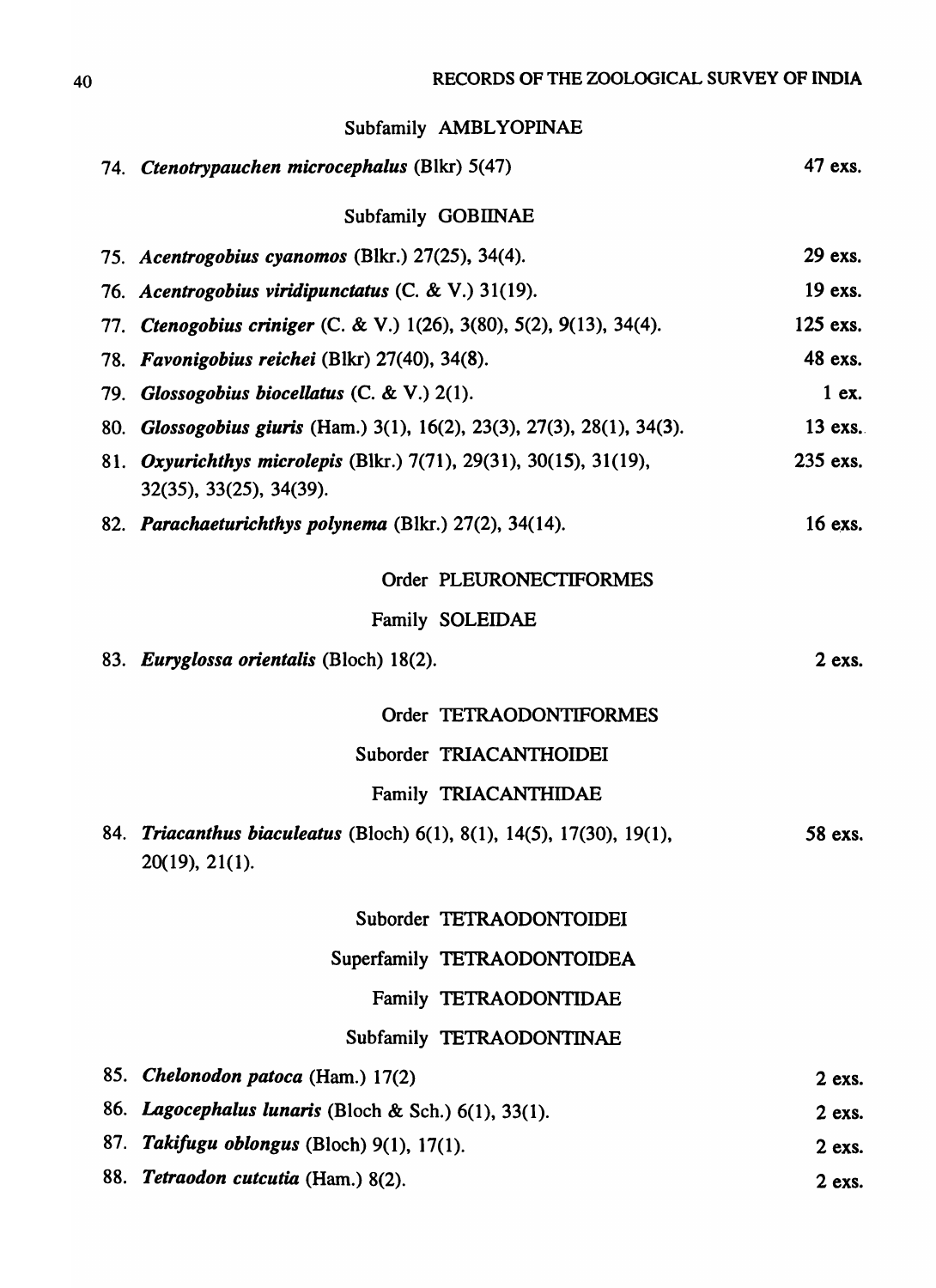Subfamily AMBLYOPINAE

74. ***Ctenotrypauchen microcephalus*** (Blkr) 5(47) — 47 exs.

Subfamily GOBIINAE

75. ***Acentrogobius cyanomos*** (Blkr.) 27(25), 34(4). — 29 exs.
76. ***Acentrogobius viridipunctatus*** (C. & V.) 31(19). — 19 exs.
77. ***Ctenogobius criniger*** (C. & V.) 1(26), 3(80), 5(2), 9(13), 34(4). — 125 exs.
78. ***Favonigobius reichei*** (Blkr) 27(40), 34(8). — 48 exs.
79. ***Glossogobius biocellatus*** (C. & V.) 2(1). — 1 ex.
80. ***Glossogobius giuris*** (Ham.) 3(1), 16(2), 23(3), 27(3), 28(1), 34(3). — 13 exs.
81. ***Oxyurichthys microlepis*** (Blkr.) 7(71), 29(31), 30(15), 31(19), 32(35), 33(25), 34(39). — 235 exs.
82. ***Parachaeturichthys polynema*** (Blkr.) 27(2), 34(14). — 16 exs.

Order PLEURONECTIFORMES

Family SOLEIDAE

83. ***Euryglossa orientalis*** (Bloch) 18(2). — 2 exs.

Order TETRAODONTIFORMES

Suborder TRIACANTHOIDEI

Family TRIACANTHIDAE

84. ***Triacanthus biaculeatus*** (Bloch) 6(1), 8(1), 14(5), 17(30), 19(1), 20(19), 21(1). — 58 exs.

Suborder TETRAODONTOIDEI

Superfamily TETRAODONTOIDEA

Family TETRAODONTIDAE

Subfamily TETRAODONTINAE

85. ***Chelonodon patoca*** (Ham.) 17(2) — 2 exs.
86. ***Lagocephalus lunaris*** (Bloch & Sch.) 6(1), 33(1). — 2 exs.
87. ***Takifugu oblongus*** (Bloch) 9(1), 17(1). — 2 exs.
88. ***Tetraodon cutcutia*** (Ham.) 8(2). — 2 exs.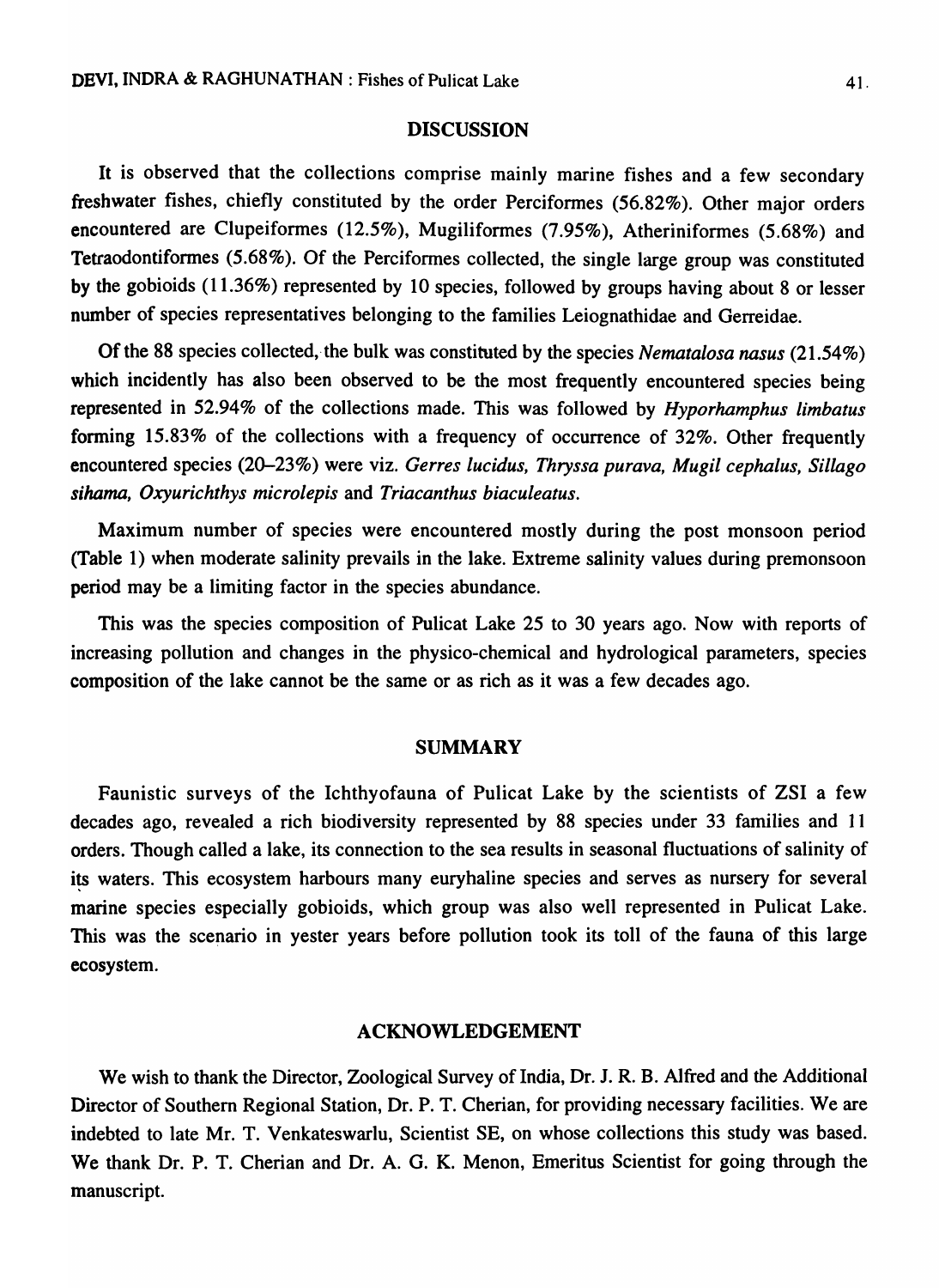## DISCUSSION

It is observed that the collections comprise mainly marine fishes and a few secondary freshwater fishes, chiefly constituted by the order Perciformes (56.82%). Other major orders encountered are Clupeiformes (12.5%), Mugiliformes (7.95%), Atheriniformes (5.68%) and Tetraodontiformes (5.68%). Of the Perciformes collected, the single large group was constituted by the gobioids (11.36%) represented by 10 species, followed by groups having about 8 or lesser number of species representatives belonging to the families Leiognathidae and Gerreidae.

Of the 88 species collected, the bulk was constituted by the species *Nematalosa nasus* (21.54%) which incidently has also been observed to be the most frequently encountered species being represented in 52.94% of the collections made. This was followed by *Hyporhamphus limbatus* forming 15.83% of the collections with a frequency of occurrence of 32%. Other frequently encountered species (20–23%) were viz. *Gerres lucidus, Thryssa purava, Mugil cephalus, Sillago sihama, Oxyurichthys microlepis* and *Triacanthus biaculeatus*.

Maximum number of species were encountered mostly during the post monsoon period (Table 1) when moderate salinity prevails in the lake. Extreme salinity values during premonsoon period may be a limiting factor in the species abundance.

This was the species composition of Pulicat Lake 25 to 30 years ago. Now with reports of increasing pollution and changes in the physico-chemical and hydrological parameters, species composition of the lake cannot be the same or as rich as it was a few decades ago.

## SUMMARY

Faunistic surveys of the Ichthyofauna of Pulicat Lake by the scientists of ZSI a few decades ago, revealed a rich biodiversity represented by 88 species under 33 families and 11 orders. Though called a lake, its connection to the sea results in seasonal fluctuations of salinity of its waters. This ecosystem harbours many euryhaline species and serves as nursery for several marine species especially gobioids, which group was also well represented in Pulicat Lake. This was the scenario in yester years before pollution took its toll of the fauna of this large ecosystem.

## ACKNOWLEDGEMENT

We wish to thank the Director, Zoological Survey of India, Dr. J. R. B. Alfred and the Additional Director of Southern Regional Station, Dr. P. T. Cherian, for providing necessary facilities. We are indebted to late Mr. T. Venkateswarlu, Scientist SE, on whose collections this study was based. We thank Dr. P. T. Cherian and Dr. A. G. K. Menon, Emeritus Scientist for going through the manuscript.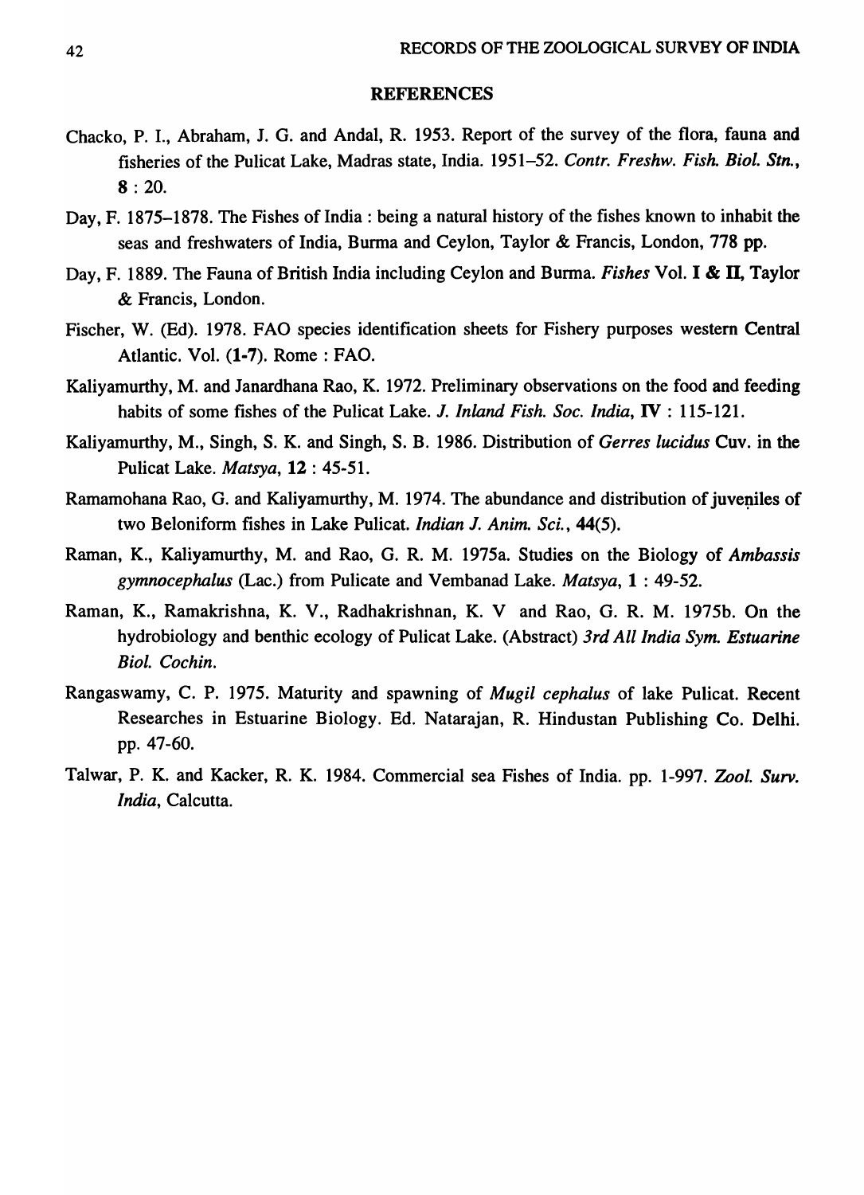## REFERENCES

Chacko, P. I., Abraham, J. G. and Andal, R. 1953. Report of the survey of the flora, fauna and fisheries of the Pulicat Lake, Madras state, India. 1951–52. *Contr. Freshw. Fish. Biol. Stn.*, **8** : 20.

Day, F. 1875–1878. The Fishes of India : being a natural history of the fishes known to inhabit the seas and freshwaters of India, Burma and Ceylon, Taylor & Francis, London, 778 pp.

Day, F. 1889. The Fauna of British India including Ceylon and Burma. *Fishes* Vol. **I & II**, Taylor & Francis, London.

Fischer, W. (Ed). 1978. FAO species identification sheets for Fishery purposes western Central Atlantic. Vol. (**1-7**). Rome : FAO.

Kaliyamurthy, M. and Janardhana Rao, K. 1972. Preliminary observations on the food and feeding habits of some fishes of the Pulicat Lake. *J. Inland Fish. Soc. India*, **IV** : 115-121.

Kaliyamurthy, M., Singh, S. K. and Singh, S. B. 1986. Distribution of *Gerres lucidus* Cuv. in the Pulicat Lake. *Matsya*, **12** : 45-51.

Ramamohana Rao, G. and Kaliyamurthy, M. 1974. The abundance and distribution of juveniles of two Beloniform fishes in Lake Pulicat. *Indian J. Anim. Sci.*, **44**(5).

Raman, K., Kaliyamurthy, M. and Rao, G. R. M. 1975a. Studies on the Biology of *Ambassis gymnocephalus* (Lac.) from Pulicate and Vembanad Lake. *Matsya*, **1** : 49-52.

Raman, K., Ramakrishna, K. V., Radhakrishnan, K. V and Rao, G. R. M. 1975b. On the hydrobiology and benthic ecology of Pulicat Lake. (Abstract) *3rd All India Sym. Estuarine Biol. Cochin.*

Rangaswamy, C. P. 1975. Maturity and spawning of *Mugil cephalus* of lake Pulicat. Recent Researches in Estuarine Biology. Ed. Natarajan, R. Hindustan Publishing Co. Delhi. pp. 47-60.

Talwar, P. K. and Kacker, R. K. 1984. Commercial sea Fishes of India. pp. 1-997. *Zool. Surv. India*, Calcutta.